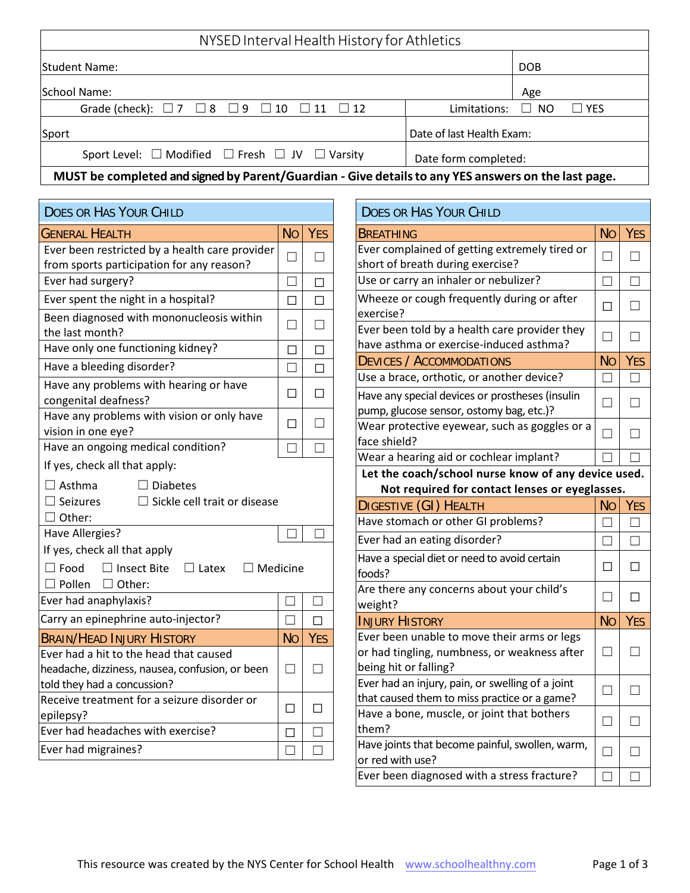# NYSED Interval Health History for Athletics

| | |
|---|---|
| Student Name: | DOB |
| School Name: | Age |
| Grade (check): ☐ 7 ☐ 8 ☐ 9 ☐ 10 ☐ 11 ☐ 12 | Limitations: ☐ NO ☐ YES |
| Sport | Date of last Health Exam: |
| Sport Level: ☐ Modified ☐ Fresh ☐ JV ☐ Varsity | Date form completed: |

**MUST be completed and signed by Parent/Guardian - Give details to any YES answers on the last page.**

## Does or Has Your Child

| General Health | No | Yes |
|---|---|---|
| Ever been restricted by a health care provider from sports participation for any reason? | ☐ | ☐ |
| Ever had surgery? | ☐ | ☐ |
| Ever spent the night in a hospital? | ☐ | ☐ |
| Been diagnosed with mononucleosis within the last month? | ☐ | ☐ |
| Have only one functioning kidney? | ☐ | ☐ |
| Have a bleeding disorder? | ☐ | ☐ |
| Have any problems with hearing or have congenital deafness? | ☐ | ☐ |
| Have any problems with vision or only have vision in one eye? | ☐ | ☐ |
| Have an ongoing medical condition? | ☐ | ☐ |
| If yes, check all that apply: ☐ Asthma ☐ Diabetes ☐ Seizures ☐ Sickle cell trait or disease ☐ Other: | | |
| Have Allergies? | ☐ | ☐ |
| If yes, check all that apply ☐ Food ☐ Insect Bite ☐ Latex ☐ Medicine ☐ Pollen ☐ Other: | | |
| Ever had anaphylaxis? | ☐ | ☐ |
| Carry an epinephrine auto-injector? | ☐ | ☐ |

| Brain/Head Injury History | No | Yes |
|---|---|---|
| Ever had a hit to the head that caused headache, dizziness, nausea, confusion, or been told they had a concussion? | ☐ | ☐ |
| Receive treatment for a seizure disorder or epilepsy? | ☐ | ☐ |
| Ever had headaches with exercise? | ☐ | ☐ |
| Ever had migraines? | ☐ | ☐ |

## Does or Has Your Child

| Breathing | No | Yes |
|---|---|---|
| Ever complained of getting extremely tired or short of breath during exercise? | ☐ | ☐ |
| Use or carry an inhaler or nebulizer? | ☐ | ☐ |
| Wheeze or cough frequently during or after exercise? | ☐ | ☐ |
| Ever been told by a health care provider they have asthma or exercise-induced asthma? | ☐ | ☐ |

| Devices / Accommodations | No | Yes |
|---|---|---|
| Use a brace, orthotic, or another device? | ☐ | ☐ |
| Have any special devices or prostheses (insulin pump, glucose sensor, ostomy bag, etc.)? | ☐ | ☐ |
| Wear protective eyewear, such as goggles or a face shield? | ☐ | ☐ |
| Wear a hearing aid or cochlear implant? | ☐ | ☐ |

**Let the coach/school nurse know of any device used. Not required for contact lenses or eyeglasses.**

| Digestive (GI) Health | No | Yes |
|---|---|---|
| Have stomach or other GI problems? | ☐ | ☐ |
| Ever had an eating disorder? | ☐ | ☐ |
| Have a special diet or need to avoid certain foods? | ☐ | ☐ |
| Are there any concerns about your child's weight? | ☐ | ☐ |

| Injury History | No | Yes |
|---|---|---|
| Ever been unable to move their arms or legs or had tingling, numbness, or weakness after being hit or falling? | ☐ | ☐ |
| Ever had an injury, pain, or swelling of a joint that caused them to miss practice or a game? | ☐ | ☐ |
| Have a bone, muscle, or joint that bothers them? | ☐ | ☐ |
| Have joints that become painful, swollen, warm, or red with use? | ☐ | ☐ |
| Ever been diagnosed with a stress fracture? | ☐ | ☐ |

This resource was created by the NYS Center for School Health www.schoolhealthny.com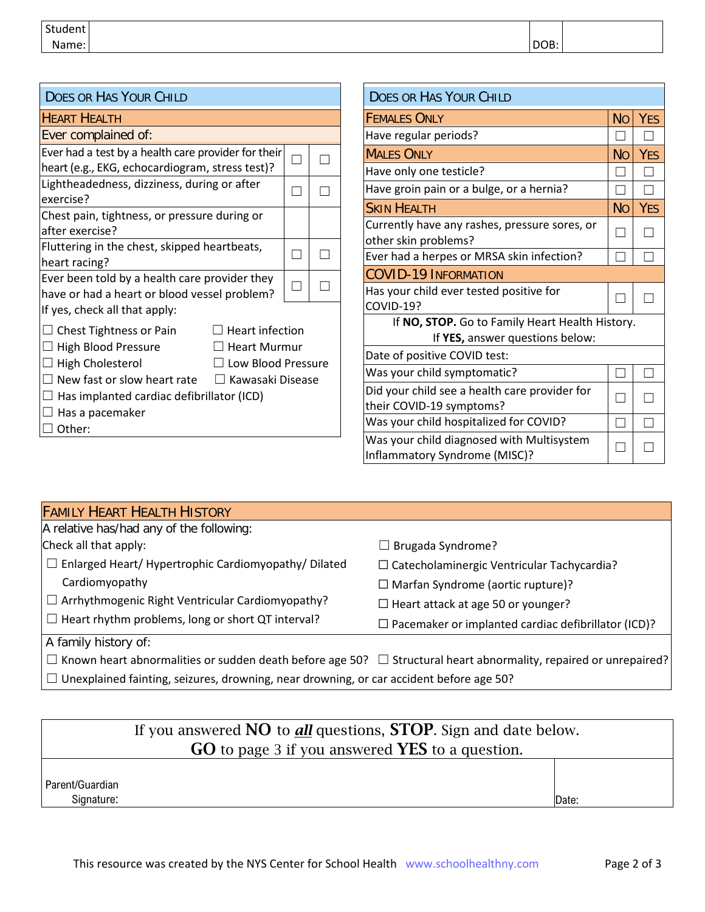| Student Name: | | DOB: | |
|---|---|---|---|

| Does or Has Your Child | | |
|---|---|---|
| **Heart Health** | | |
| Ever complained of: | | |
| Ever had a test by a health care provider for their heart (e.g., EKG, echocardiogram, stress test)? | ☐ | ☐ |
| Lightheadedness, dizziness, during or after exercise? | ☐ | ☐ |
| Chest pain, tightness, or pressure during or after exercise? | | |
| Fluttering in the chest, skipped heartbeats, heart racing? | ☐ | ☐ |
| Ever been told by a health care provider they have or had a heart or blood vessel problem? | ☐ | ☐ |

If yes, check all that apply:

- ☐ Chest Tightness or Pain
- ☐ Heart infection
- ☐ High Blood Pressure
- ☐ Heart Murmur
- ☐ High Cholesterol
- ☐ Low Blood Pressure
- ☐ New fast or slow heart rate
- ☐ Kawasaki Disease
- ☐ Has implanted cardiac defibrillator (ICD)
- ☐ Has a pacemaker
- ☐ Other:

| Does or Has Your Child | | |
|---|---|---|
| **Females Only** | **No** | **Yes** |
| Have regular periods? | ☐ | ☐ |
| **Males Only** | **No** | **Yes** |
| Have only one testicle? | ☐ | ☐ |
| Have groin pain or a bulge, or a hernia? | ☐ | ☐ |
| **Skin Health** | **No** | **Yes** |
| Currently have any rashes, pressure sores, or other skin problems? | ☐ | ☐ |
| Ever had a herpes or MRSA skin infection? | ☐ | ☐ |
| **COVID-19 Information** | | |
| Has your child ever tested positive for COVID-19? | ☐ | ☐ |
| If **NO, STOP.** Go to Family Heart Health History. If **YES,** answer questions below: | | |
| Date of positive COVID test: | | |
| Was your child symptomatic? | ☐ | ☐ |
| Did your child see a health care provider for their COVID-19 symptoms? | ☐ | ☐ |
| Was your child hospitalized for COVID? | ☐ | ☐ |
| Was your child diagnosed with Multisystem Inflammatory Syndrome (MISC)? | ☐ | ☐ |

## Family Heart Health History

A relative has/had any of the following:

Check all that apply:

- ☐ Enlarged Heart/ Hypertrophic Cardiomyopathy/ Dilated Cardiomyopathy
- ☐ Arrhythmogenic Right Ventricular Cardiomyopathy?
- ☐ Heart rhythm problems, long or short QT interval?
- ☐ Brugada Syndrome?
- ☐ Catecholaminergic Ventricular Tachycardia?
- ☐ Marfan Syndrome (aortic rupture)?
- ☐ Heart attack at age 50 or younger?
- ☐ Pacemaker or implanted cardiac defibrillator (ICD)?

A family history of:

- ☐ Known heart abnormalities or sudden death before age 50?
- ☐ Structural heart abnormality, repaired or unrepaired?
- ☐ Unexplained fainting, seizures, drowning, near drowning, or car accident before age 50?

If you answered **NO** to ***all*** questions, **STOP**. Sign and date below.
**GO** to page 3 if you answered **YES** to a question.

| Parent/Guardian Signature: | Date: |
|---|---|

This resource was created by the NYS Center for School Health www.schoolhealthny.com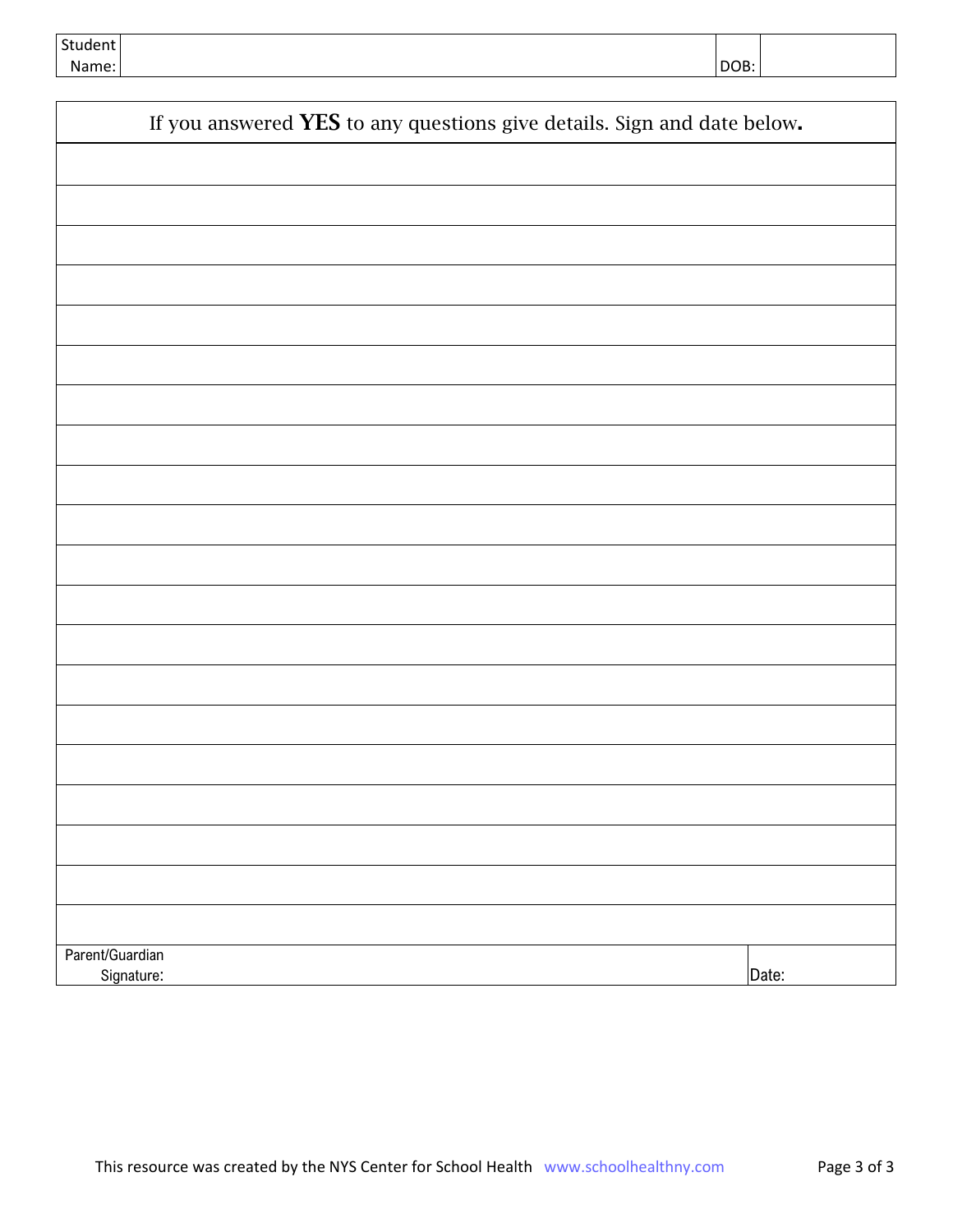| Student Name: | | DOB: | |
|---|---|---|---|

| If you answered **YES** to any questions give details. Sign and date below. | |
|---|---|
| | |
| | |
| | |
| | |
| | |
| | |
| | |
| | |
| | |
| | |
| | |
| | |
| | |
| | |
| | |
| | |
| | |
| | |
| | |
| | |
| Parent/Guardian Signature: | Date: |

This resource was created by the NYS Center for School Health www.schoolhealthny.com